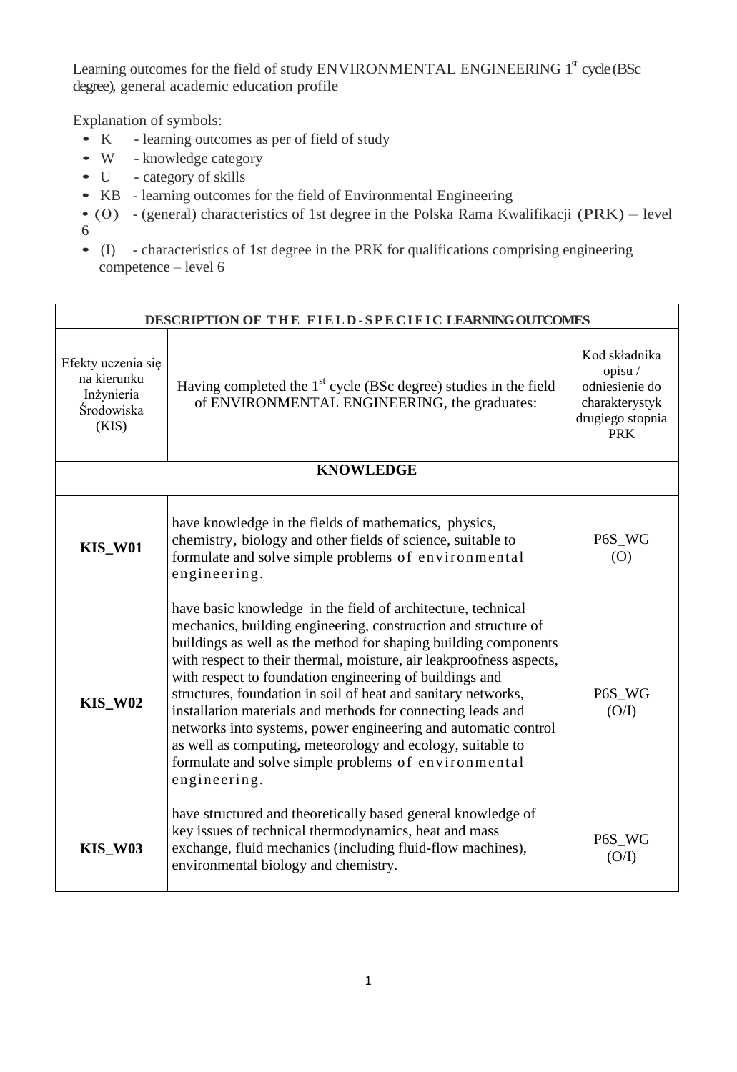Learning outcomes for the field of study ENVIRONMENTAL ENGINEERING 1[st] cycle (BSc degree), general academic education profile

Explanation of symbols:

- K - learning outcomes as per of field of study
- W - knowledge category
- U - category of skills
- KB - learning outcomes for the field of Environmental Engineering
- (O) - (general) characteristics of 1st degree in the Polska Rama Kwalifikacji (PRK) – level 6
- (I) - characteristics of 1st degree in the PRK for qualifications comprising engineering competence – level 6

| DESCRIPTION OF THE FIELD-SPECIFIC LEARNING OUTCOMES | | |
|---|---|---|
| Efekty uczenia się na kierunku Inżynieria Środowiska (KIS) | Having completed the 1[st] cycle (BSc degree) studies in the field of ENVIRONMENTAL ENGINEERING, the graduates: | Kod składnika opisu / odniesienie do charakterystyk drugiego stopnia PRK |
| **KNOWLEDGE** | | |
| **KIS_W01** | have knowledge in the fields of mathematics, physics, chemistry, biology and other fields of science, suitable to formulate and solve simple problems of environmental engineering. | P6S_WG (O) |
| **KIS_W02** | have basic knowledge in the field of architecture, technical mechanics, building engineering, construction and structure of buildings as well as the method for shaping building components with respect to their thermal, moisture, air leakproofness aspects, with respect to foundation engineering of buildings and structures, foundation in soil of heat and sanitary networks, installation materials and methods for connecting leads and networks into systems, power engineering and automatic control as well as computing, meteorology and ecology, suitable to formulate and solve simple problems of environmental engineering. | P6S_WG (O/I) |
| **KIS_W03** | have structured and theoretically based general knowledge of key issues of technical thermodynamics, heat and mass exchange, fluid mechanics (including fluid-flow machines), environmental biology and chemistry. | P6S_WG (O/I) |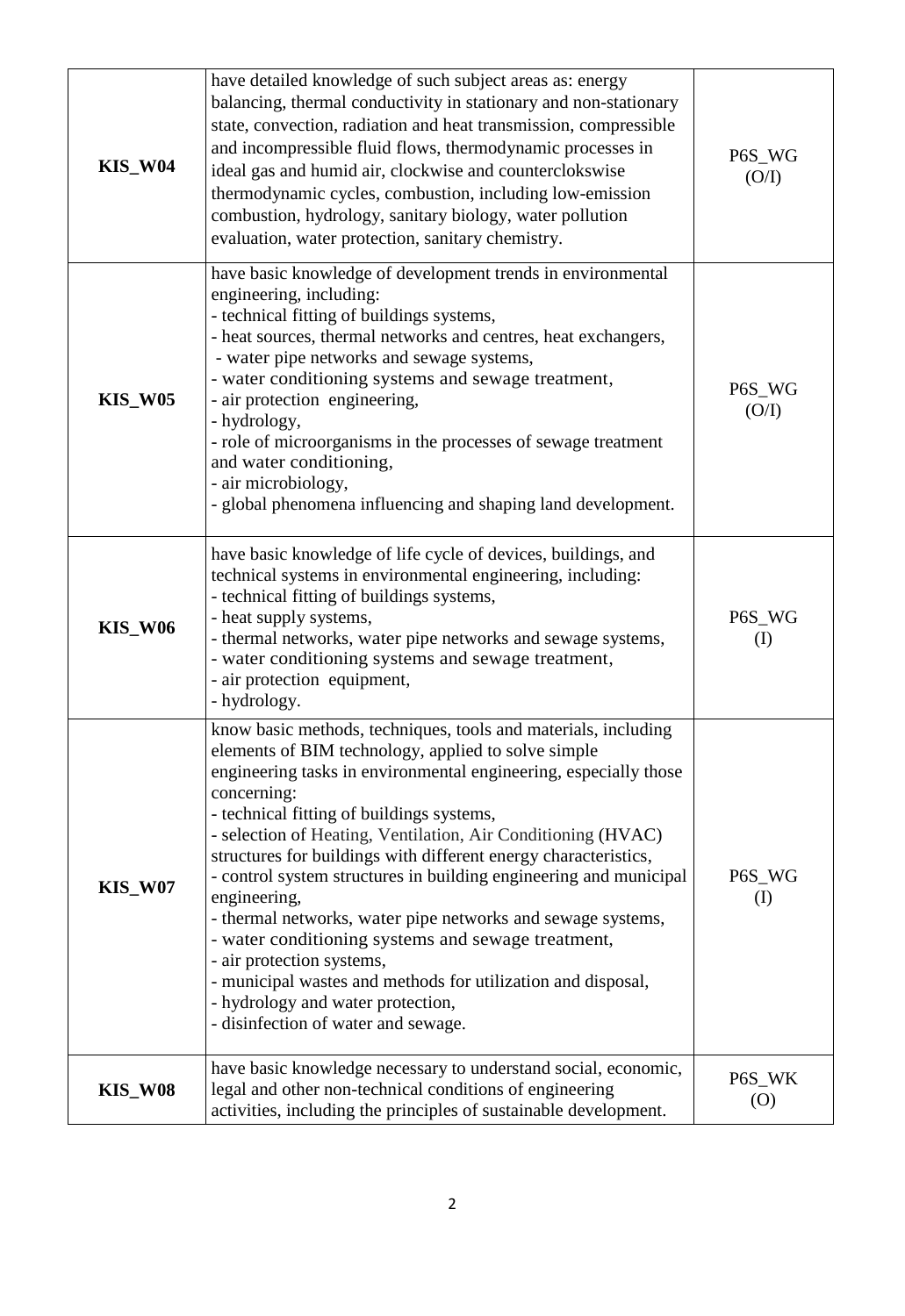| | | |
|---|---|---|
| **KIS_W04** | have detailed knowledge of such subject areas as: energy balancing, thermal conductivity in stationary and non-stationary state, convection, radiation and heat transmission, compressible and incompressible fluid flows, thermodynamic processes in ideal gas and humid air, clockwise and countercloskwise thermodynamic cycles, combustion, including low-emission combustion, hydrology, sanitary biology, water pollution evaluation, water protection, sanitary chemistry. | P6S_WG (O/I) |
| **KIS_W05** | have basic knowledge of development trends in environmental engineering, including:<br>- technical fitting of buildings systems,<br>- heat sources, thermal networks and centres, heat exchangers,<br>- water pipe networks and sewage systems,<br>- water conditioning systems and sewage treatment,<br>- air protection engineering,<br>- hydrology,<br>- role of microorganisms in the processes of sewage treatment and water conditioning,<br>- air microbiology,<br>- global phenomena influencing and shaping land development. | P6S_WG (O/I) |
| **KIS_W06** | have basic knowledge of life cycle of devices, buildings, and technical systems in environmental engineering, including:<br>- technical fitting of buildings systems,<br>- heat supply systems,<br>- thermal networks, water pipe networks and sewage systems,<br>- water conditioning systems and sewage treatment,<br>- air protection equipment,<br>- hydrology. | P6S_WG (I) |
| **KIS_W07** | know basic methods, techniques, tools and materials, including elements of BIM technology, applied to solve simple engineering tasks in environmental engineering, especially those concerning:<br>- technical fitting of buildings systems,<br>- selection of Heating, Ventilation, Air Conditioning (HVAC) structures for buildings with different energy characteristics,<br>- control system structures in building engineering and municipal engineering,<br>- thermal networks, water pipe networks and sewage systems,<br>- water conditioning systems and sewage treatment,<br>- air protection systems,<br>- municipal wastes and methods for utilization and disposal,<br>- hydrology and water protection,<br>- disinfection of water and sewage. | P6S_WG (I) |
| **KIS_W08** | have basic knowledge necessary to understand social, economic, legal and other non-technical conditions of engineering activities, including the principles of sustainable development. | P6S_WK (O) |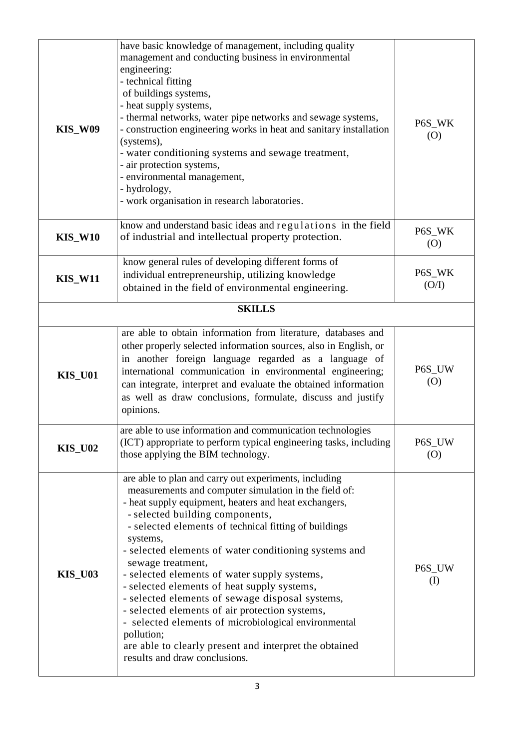| | | |
|---|---|---|
| **KIS_W09** | have basic knowledge of management, including quality management and conducting business in environmental engineering:<br>- technical fitting of buildings systems,<br>- heat supply systems,<br>- thermal networks, water pipe networks and sewage systems,<br>- construction engineering works in heat and sanitary installation (systems),<br>- water conditioning systems and sewage treatment,<br>- air protection systems,<br>- environmental management,<br>- hydrology,<br>- work organisation in research laboratories. | P6S_WK (O) |
| **KIS_W10** | know and understand basic ideas and regulations in the field of industrial and intellectual property protection. | P6S_WK (O) |
| **KIS_W11** | know general rules of developing different forms of individual entrepreneurship, utilizing knowledge obtained in the field of environmental engineering. | P6S_WK (O/I) |
| | **SKILLS** | |
| **KIS_U01** | are able to obtain information from literature, databases and other properly selected information sources, also in English, or in another foreign language regarded as a language of international communication in environmental engineering; can integrate, interpret and evaluate the obtained information as well as draw conclusions, formulate, discuss and justify opinions. | P6S_UW (O) |
| **KIS_U02** | are able to use information and communication technologies (ICT) appropriate to perform typical engineering tasks, including those applying the BIM technology. | P6S_UW (O) |
| **KIS_U03** | are able to plan and carry out experiments, including measurements and computer simulation in the field of:<br>- heat supply equipment, heaters and heat exchangers,<br>- selected building components,<br>- selected elements of technical fitting of buildings systems,<br>- selected elements of water conditioning systems and sewage treatment,<br>- selected elements of water supply systems,<br>- selected elements of heat supply systems,<br>- selected elements of sewage disposal systems,<br>- selected elements of air protection systems,<br>- selected elements of microbiological environmental pollution;<br>are able to clearly present and interpret the obtained results and draw conclusions. | P6S_UW (I) |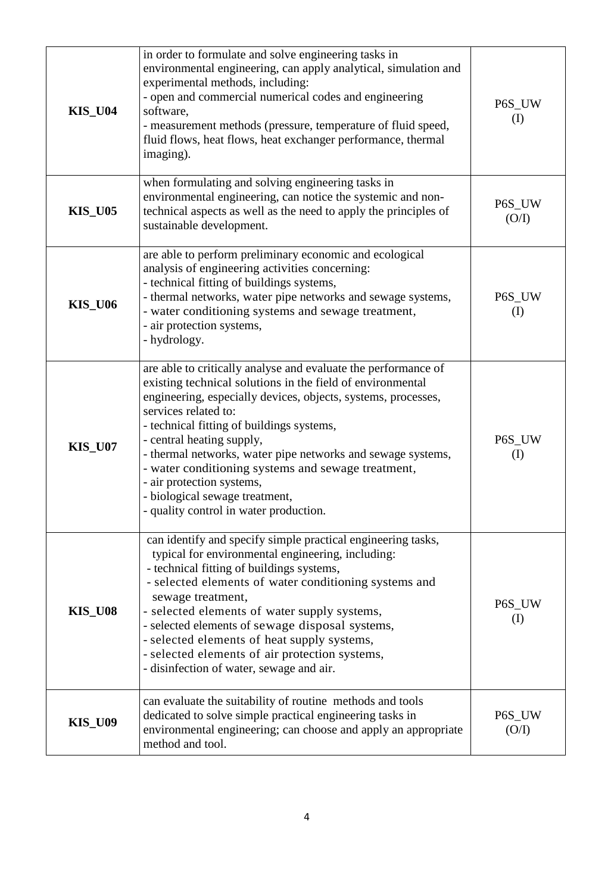| | | |
|---|---|---|
| **KIS_U04** | in order to formulate and solve engineering tasks in environmental engineering, can apply analytical, simulation and experimental methods, including:<br>- open and commercial numerical codes and engineering software,<br>- measurement methods (pressure, temperature of fluid speed, fluid flows, heat flows, heat exchanger performance, thermal imaging). | P6S_UW (I) |
| **KIS_U05** | when formulating and solving engineering tasks in environmental engineering, can notice the systemic and non-technical aspects as well as the need to apply the principles of sustainable development. | P6S_UW (O/I) |
| **KIS_U06** | are able to perform preliminary economic and ecological analysis of engineering activities concerning:<br>- technical fitting of buildings systems,<br>- thermal networks, water pipe networks and sewage systems,<br>- water conditioning systems and sewage treatment,<br>- air protection systems,<br>- hydrology. | P6S_UW (I) |
| **KIS_U07** | are able to critically analyse and evaluate the performance of existing technical solutions in the field of environmental engineering, especially devices, objects, systems, processes, services related to:<br>- technical fitting of buildings systems,<br>- central heating supply,<br>- thermal networks, water pipe networks and sewage systems,<br>- water conditioning systems and sewage treatment,<br>- air protection systems,<br>- biological sewage treatment,<br>- quality control in water production. | P6S_UW (I) |
| **KIS_U08** | can identify and specify simple practical engineering tasks, typical for environmental engineering, including:<br>- technical fitting of buildings systems,<br>- selected elements of water conditioning systems and sewage treatment,<br>- selected elements of water supply systems,<br>- selected elements of sewage disposal systems,<br>- selected elements of heat supply systems,<br>- selected elements of air protection systems,<br>- disinfection of water, sewage and air. | P6S_UW (I) |
| **KIS_U09** | can evaluate the suitability of routine methods and tools dedicated to solve simple practical engineering tasks in environmental engineering; can choose and apply an appropriate method and tool. | P6S_UW (O/I) |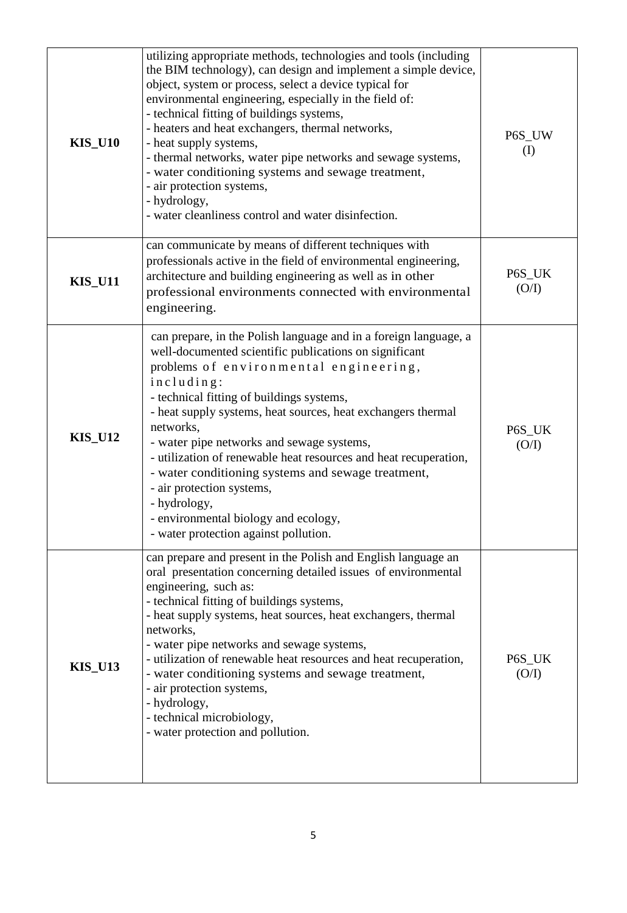| | | |
|---|---|---|
| **KIS_U10** | utilizing appropriate methods, technologies and tools (including the BIM technology), can design and implement a simple device, object, system or process, select a device typical for environmental engineering, especially in the field of:<br>- technical fitting of buildings systems,<br>- heaters and heat exchangers, thermal networks,<br>- heat supply systems,<br>- thermal networks, water pipe networks and sewage systems,<br>- water conditioning systems and sewage treatment,<br>- air protection systems,<br>- hydrology,<br>- water cleanliness control and water disinfection. | P6S_UW (I) |
| **KIS_U11** | can communicate by means of different techniques with professionals active in the field of environmental engineering, architecture and building engineering as well as in other professional environments connected with environmental engineering. | P6S_UK (O/I) |
| **KIS_U12** | can prepare, in the Polish language and in a foreign language, a well-documented scientific publications on significant problems of environmental engineering, including:<br>- technical fitting of buildings systems,<br>- heat supply systems, heat sources, heat exchangers thermal networks,<br>- water pipe networks and sewage systems,<br>- utilization of renewable heat resources and heat recuperation,<br>- water conditioning systems and sewage treatment,<br>- air protection systems,<br>- hydrology,<br>- environmental biology and ecology,<br>- water protection against pollution. | P6S_UK (O/I) |
| **KIS_U13** | can prepare and present in the Polish and English language an oral presentation concerning detailed issues of environmental engineering, such as:<br>- technical fitting of buildings systems,<br>- heat supply systems, heat sources, heat exchangers, thermal networks,<br>- water pipe networks and sewage systems,<br>- utilization of renewable heat resources and heat recuperation,<br>- water conditioning systems and sewage treatment,<br>- air protection systems,<br>- hydrology,<br>- technical microbiology,<br>- water protection and pollution. | P6S_UK (O/I) |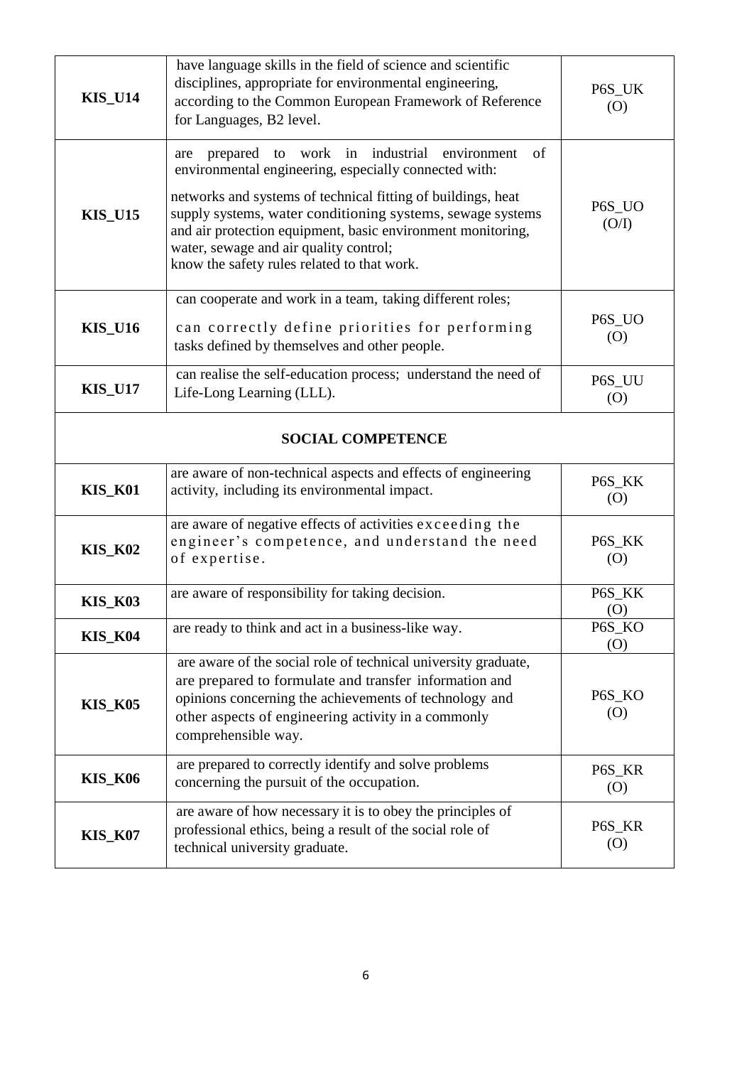| | | |
|---|---|---|
| **KIS_U14** | have language skills in the field of science and scientific disciplines, appropriate for environmental engineering, according to the Common European Framework of Reference for Languages, B2 level. | P6S_UK (O) |
| **KIS_U15** | are prepared to work in industrial environment of environmental engineering, especially connected with:<br>networks and systems of technical fitting of buildings, heat supply systems, water conditioning systems, sewage systems and air protection equipment, basic environment monitoring, water, sewage and air quality control;<br>know the safety rules related to that work. | P6S_UO (O/I) |
| **KIS_U16** | can cooperate and work in a team, taking different roles;<br>can correctly define priorities for performing tasks defined by themselves and other people. | P6S_UO (O) |
| **KIS_U17** | can realise the self-education process; understand the need of Life-Long Learning (LLL). | P6S_UU (O) |
| **SOCIAL COMPETENCE** | | |
| **KIS_K01** | are aware of non-technical aspects and effects of engineering activity, including its environmental impact. | P6S_KK (O) |
| **KIS_K02** | are aware of negative effects of activities exceeding the engineer's competence, and understand the need of expertise. | P6S_KK (O) |
| **KIS_K03** | are aware of responsibility for taking decision. | P6S_KK (O) |
| **KIS_K04** | are ready to think and act in a business-like way. | P6S_KO (O) |
| **KIS_K05** | are aware of the social role of technical university graduate, are prepared to formulate and transfer information and opinions concerning the achievements of technology and other aspects of engineering activity in a commonly comprehensible way. | P6S_KO (O) |
| **KIS_K06** | are prepared to correctly identify and solve problems concerning the pursuit of the occupation. | P6S_KR (O) |
| **KIS_K07** | are aware of how necessary it is to obey the principles of professional ethics, being a result of the social role of technical university graduate. | P6S_KR (O) |